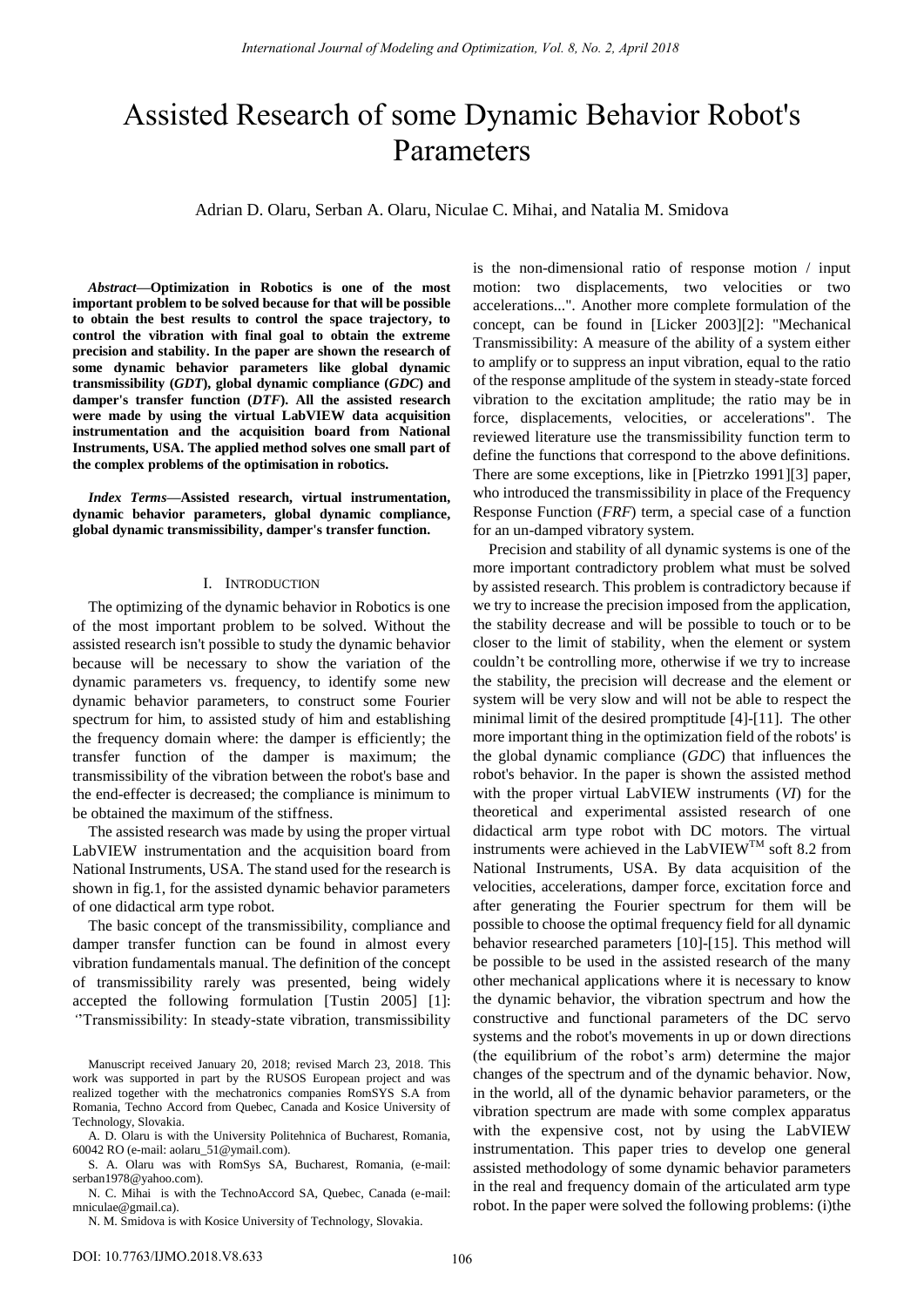# Assisted Research of some Dynamic Behavior Robot's Parameters

Adrian D. Olaru, Serban A. Olaru, Niculae C. Mihai, and Natalia M. Smidova

***Abstract*—Optimization in Robotics is one of the most important problem to be solved because for that will be possible to obtain the best results to control the space trajectory, to control the vibration with final goal to obtain the extreme precision and stability. In the paper are shown the research of some dynamic behavior parameters like global dynamic transmissibility (*GDT*), global dynamic compliance (*GDC*) and damper's transfer function (*DTF*). All the assisted research were made by using the virtual LabVIEW data acquisition instrumentation and the acquisition board from National Instruments, USA. The applied method solves one small part of the complex problems of the optimisation in robotics.**

***Index Terms*—Assisted research, virtual instrumentation, dynamic behavior parameters, global dynamic compliance, global dynamic transmissibility, damper's transfer function.**

## I. Introduction

The optimizing of the dynamic behavior in Robotics is one of the most important problem to be solved. Without the assisted research isn't possible to study the dynamic behavior because will be necessary to show the variation of the dynamic parameters vs. frequency, to identify some new dynamic behavior parameters, to construct some Fourier spectrum for him, to assisted study of him and establishing the frequency domain where: the damper is efficiently; the transfer function of the damper is maximum; the transmissibility of the vibration between the robot's base and the end-effecter is decreased; the compliance is minimum to be obtained the maximum of the stiffness.

The assisted research was made by using the proper virtual LabVIEW instrumentation and the acquisition board from National Instruments, USA. The stand used for the research is shown in fig.1, for the assisted dynamic behavior parameters of one didactical arm type robot.

The basic concept of the transmissibility, compliance and damper transfer function can be found in almost every vibration fundamentals manual. The definition of the concept of transmissibility rarely was presented, being widely accepted the following formulation [Tustin 2005] [1]: ''Transmissibility: In steady-state vibration, transmissibility is the non-dimensional ratio of response motion / input motion: two displacements, two velocities or two accelerations...". Another more complete formulation of the concept, can be found in [Licker 2003][2]: "Mechanical Transmissibility: A measure of the ability of a system either to amplify or to suppress an input vibration, equal to the ratio of the response amplitude of the system in steady-state forced vibration to the excitation amplitude; the ratio may be in force, displacements, velocities, or accelerations". The reviewed literature use the transmissibility function term to define the functions that correspond to the above definitions. There are some exceptions, like in [Pietrzko 1991][3] paper, who introduced the transmissibility in place of the Frequency Response Function (*FRF*) term, a special case of a function for an un-damped vibratory system.

Precision and stability of all dynamic systems is one of the more important contradictory problem what must be solved by assisted research. This problem is contradictory because if we try to increase the precision imposed from the application, the stability decrease and will be possible to touch or to be closer to the limit of stability, when the element or system couldn't be controlling more, otherwise if we try to increase the stability, the precision will decrease and the element or system will be very slow and will not be able to respect the minimal limit of the desired promptitude [4]-[11]. The other more important thing in the optimization field of the robots' is the global dynamic compliance (*GDC*) that influences the robot's behavior. In the paper is shown the assisted method with the proper virtual LabVIEW instruments (*VI*) for the theoretical and experimental assisted research of one didactical arm type robot with DC motors. The virtual instruments were achieved in the LabVIEW™ soft 8.2 from National Instruments, USA. By data acquisition of the velocities, accelerations, damper force, excitation force and after generating the Fourier spectrum for them will be possible to choose the optimal frequency field for all dynamic behavior researched parameters [10]-[15]. This method will be possible to be used in the assisted research of the many other mechanical applications where it is necessary to know the dynamic behavior, the vibration spectrum and how the constructive and functional parameters of the DC servo systems and the robot's movements in up or down directions (the equilibrium of the robot's arm) determine the major changes of the spectrum and of the dynamic behavior. Now, in the world, all of the dynamic behavior parameters, or the vibration spectrum are made with some complex apparatus with the expensive cost, not by using the LabVIEW instrumentation. This paper tries to develop one general assisted methodology of some dynamic behavior parameters in the real and frequency domain of the articulated arm type robot. In the paper were solved the following problems: (i)the

Manuscript received January 20, 2018; revised March 23, 2018. This work was supported in part by the RUSOS European project and was realized together with the mechatronics companies RomSYS S.A from Romania, Techno Accord from Quebec, Canada and Kosice University of Technology, Slovakia.

A. D. Olaru is with the University Politehnica of Bucharest, Romania, 60042 RO (e-mail: aolaru_51@ymail.com).

S. A. Olaru was with RomSys SA, Bucharest, Romania, (e-mail: serban1978@yahoo.com).

N. C. Mihai is with the TechnoAccord SA, Quebec, Canada (e-mail: mniculae@gmail.ca).

N. M. Smidova is with Kosice University of Technology, Slovakia.

DOI: 10.7763/IJMO.2018.V8.633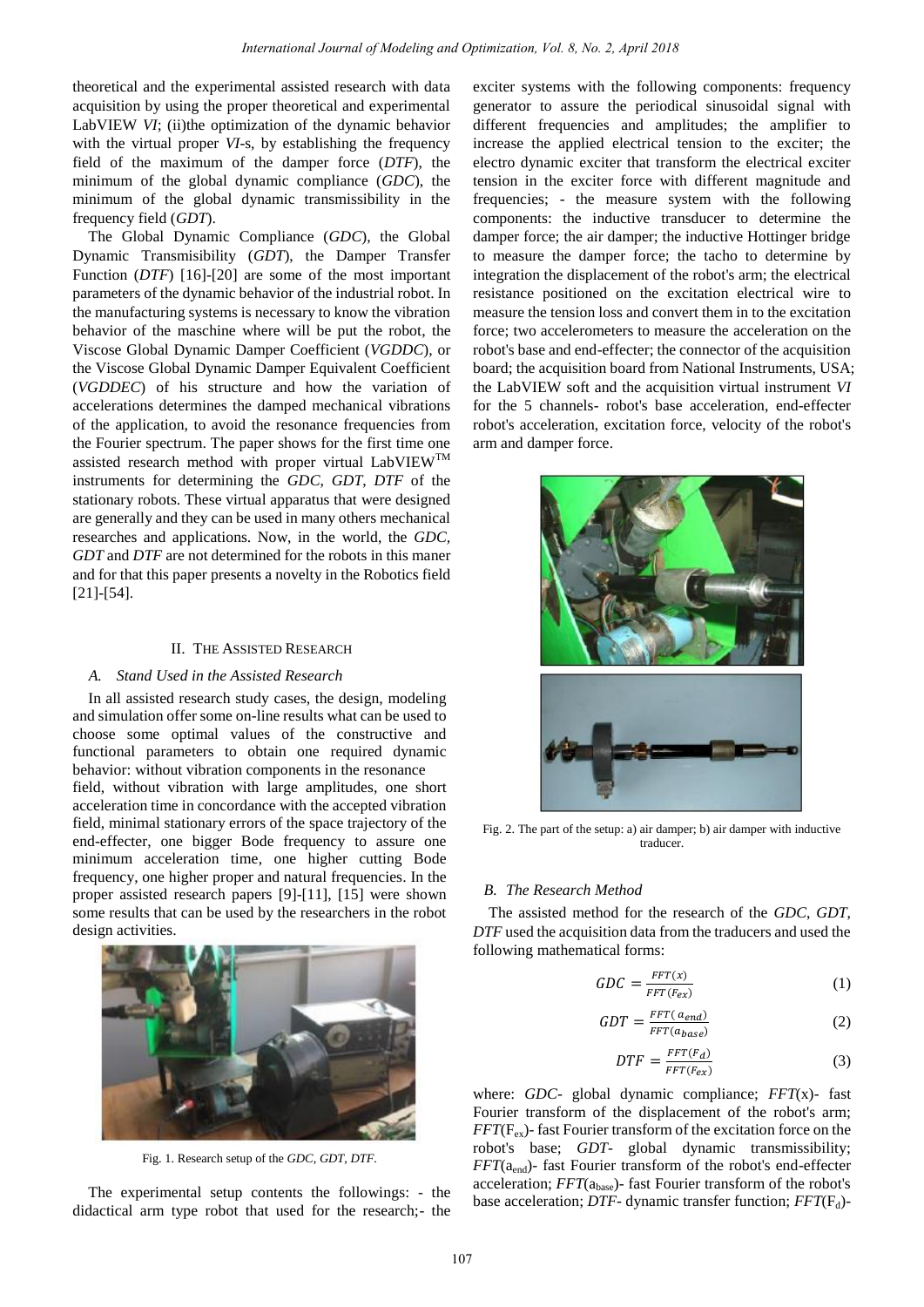theoretical and the experimental assisted research with data acquisition by using the proper theoretical and experimental LabVIEW *VI*; (ii)the optimization of the dynamic behavior with the virtual proper *VI*-s, by establishing the frequency field of the maximum of the damper force (*DTF*), the minimum of the global dynamic compliance (*GDC*), the minimum of the global dynamic transmissibility in the frequency field (*GDT*).

The Global Dynamic Compliance (*GDC*), the Global Dynamic Transmisibility (*GDT*), the Damper Transfer Function (*DTF*) [16]-[20] are some of the most important parameters of the dynamic behavior of the industrial robot. In the manufacturing systems is necessary to know the vibration behavior of the maschine where will be put the robot, the Viscose Global Dynamic Damper Coefficient (*VGDDC*), or the Viscose Global Dynamic Damper Equivalent Coefficient (*VGDDEC*) of his structure and how the variation of accelerations determines the damped mechanical vibrations of the application, to avoid the resonance frequencies from the Fourier spectrum. The paper shows for the first time one assisted research method with proper virtual LabVIEW™ instruments for determining the *GDC*, *GDT*, *DTF* of the stationary robots. These virtual apparatus that were designed are generally and they can be used in many others mechanical researches and applications. Now, in the world, the *GDC*, *GDT* and *DTF* are not determined for the robots in this maner and for that this paper presents a novelty in the Robotics field [21]-[54].

## II. The Assisted Research

### A. Stand Used in the Assisted Research

In all assisted research study cases, the design, modeling and simulation offer some on-line results what can be used to choose some optimal values of the constructive and functional parameters to obtain one required dynamic behavior: without vibration components in the resonance field, without vibration with large amplitudes, one short acceleration time in concordance with the accepted vibration field, minimal stationary errors of the space trajectory of the end-effecter, one bigger Bode frequency to assure one minimum acceleration time, one higher cutting Bode frequency, one higher proper and natural frequencies. In the proper assisted research papers [9]-[11], [15] were shown some results that can be used by the researchers in the robot design activities.

Fig. 1. Research setup of the *GDC*, *GDT*, *DTF*.

The experimental setup contents the followings: - the didactical arm type robot that used for the research;- the exciter systems with the following components: frequency generator to assure the periodical sinusoidal signal with different frequencies and amplitudes; the amplifier to increase the applied electrical tension to the exciter; the electro dynamic exciter that transform the electrical exciter tension in the exciter force with different magnitude and frequencies; - the measure system with the following components: the inductive transducer to determine the damper force; the air damper; the inductive Hottinger bridge to measure the damper force; the tacho to determine by integration the displacement of the robot's arm; the electrical resistance positioned on the excitation electrical wire to measure the tension loss and convert them in to the excitation force; two accelerometers to measure the acceleration on the robot's base and end-effecter; the connector of the acquisition board; the acquisition board from National Instruments, USA; the LabVIEW soft and the acquisition virtual instrument *VI* for the 5 channels- robot's base acceleration, end-effecter robot's acceleration, excitation force, velocity of the robot's arm and damper force.

Fig. 2. The part of the setup: a) air damper; b) air damper with inductive traducer.

### B. The Research Method

The assisted method for the research of the *GDC*, *GDT*, *DTF* used the acquisition data from the traducers and used the following mathematical forms:

$$GDC = \frac{FFT(x)}{FFT(F_{ex})} \quad (1)$$

$$GDT = \frac{FFT(a_{end})}{FFT(a_{base})} \quad (2)$$

$$DTF = \frac{FFT(F_d)}{FFT(F_{ex})} \quad (3)$$

where: *GDC*- global dynamic compliance; *FFT*(x)- fast Fourier transform of the displacement of the robot's arm; *FFT*($F_{ex}$)- fast Fourier transform of the excitation force on the robot's base; *GDT*- global dynamic transmissibility; *FFT*($a_{end}$)- fast Fourier transform of the robot's end-effecter acceleration; *FFT*($a_{base}$)- fast Fourier transform of the robot's base acceleration; *DTF*- dynamic transfer function; *FFT*($F_d$)-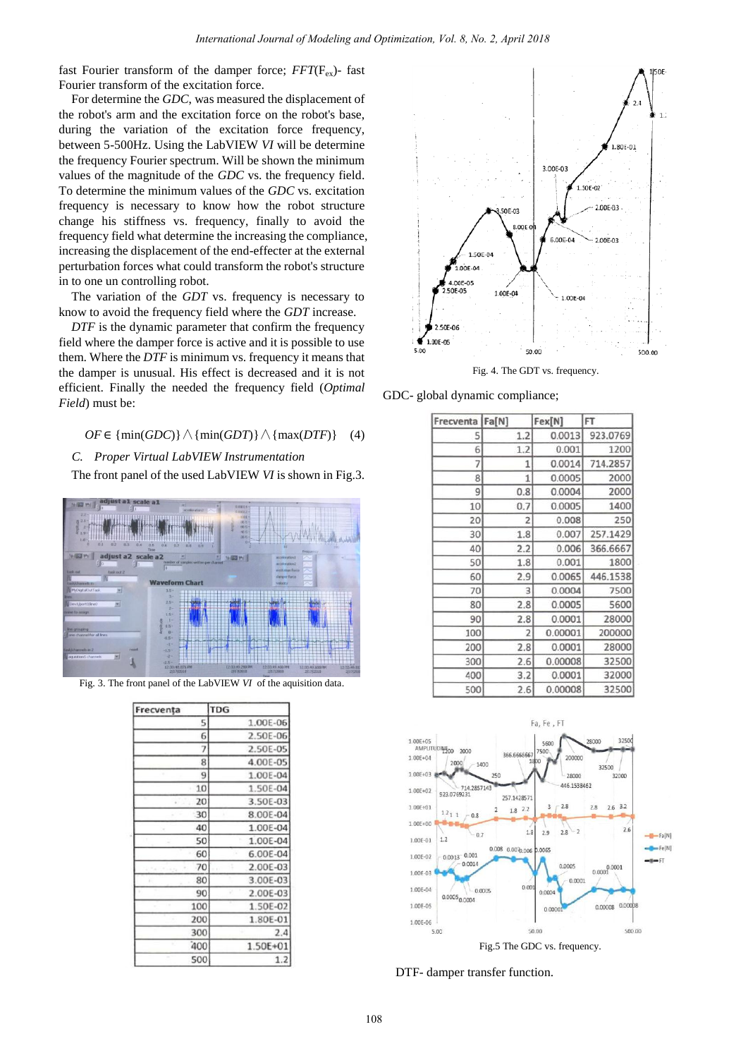fast Fourier transform of the damper force; $FFT(F_{ex})$- fast Fourier transform of the excitation force.

For determine the *GDC*, was measured the displacement of the robot's arm and the excitation force on the robot's base, during the variation of the excitation force frequency, between 5-500Hz. Using the LabVIEW *VI* will be determine the frequency Fourier spectrum. Will be shown the minimum values of the magnitude of the *GDC* vs. the frequency field. To determine the minimum values of the *GDC* vs. excitation frequency is necessary to know how the robot structure change his stiffness vs. frequency, finally to avoid the frequency field what determine the increasing the compliance, increasing the displacement of the end-effecter at the external perturbation forces what could transform the robot's structure in to one un controlling robot.

The variation of the *GDT* vs. frequency is necessary to know to avoid the frequency field where the *GDT* increase.

*DTF* is the dynamic parameter that confirm the frequency field where the damper force is active and it is possible to use them. Where the *DTF* is minimum vs. frequency it means that the damper is unusual. His effect is decreased and it is not efficient. Finally the needed the frequency field (*Optimal Field*) must be:

$$OF \in \{\min(GDC)\} \wedge \{\min(GDT)\} \wedge \{\max(DTF)\} \quad (4)$$

*C. Proper Virtual LabVIEW Instrumentation*

The front panel of the used LabVIEW *VI* is shown in Fig.3.

Fig. 3. The front panel of the LabVIEW *VI* of the aquisition data.

| Frecvența | TDG |
|---|---|
| 5 | 1.00E-06 |
| 6 | 2.50E-06 |
| 7 | 2.50E-05 |
| 8 | 4.00E-05 |
| 9 | 1.00E-04 |
| 10 | 1.50E-04 |
| 20 | 3.50E-03 |
| 30 | 8.00E-04 |
| 40 | 1.00E-04 |
| 50 | 1.00E-04 |
| 60 | 6.00E-04 |
| 70 | 2.00E-03 |
| 80 | 3.00E-03 |
| 90 | 2.00E-03 |
| 100 | 1.50E-02 |
| 200 | 1.80E-01 |
| 300 | 2.4 |
| 400 | 1.50E+01 |
| 500 | 1.2 |

Fig. 4. The GDT vs. frequency.

GDC- global dynamic compliance;

| Frecventa | Fa[N] | Fex[N] | FT |
|---|---|---|---|
| 5 | 1.2 | 0.0013 | 923.0769 |
| 6 | 1.2 | 0.001 | 1200 |
| 7 | 1 | 0.0014 | 714.2857 |
| 8 | 1 | 0.0005 | 2000 |
| 9 | 0.8 | 0.0004 | 2000 |
| 10 | 0.7 | 0.0005 | 1400 |
| 20 | 2 | 0.008 | 250 |
| 30 | 1.8 | 0.007 | 257.1429 |
| 40 | 2.2 | 0.006 | 366.6667 |
| 50 | 1.8 | 0.001 | 1800 |
| 60 | 2.9 | 0.0065 | 446.1538 |
| 70 | 3 | 0.0004 | 7500 |
| 80 | 2.8 | 0.0005 | 5600 |
| 90 | 2.8 | 0.0001 | 28000 |
| 100 | 2 | 0.00001 | 200000 |
| 200 | 2.8 | 0.0001 | 28000 |
| 300 | 2.6 | 0.00008 | 32500 |
| 400 | 3.2 | 0.0001 | 32000 |
| 500 | 2.6 | 0.00008 | 32500 |

Fig.5 The GDC vs. frequency.

DTF- damper transfer function.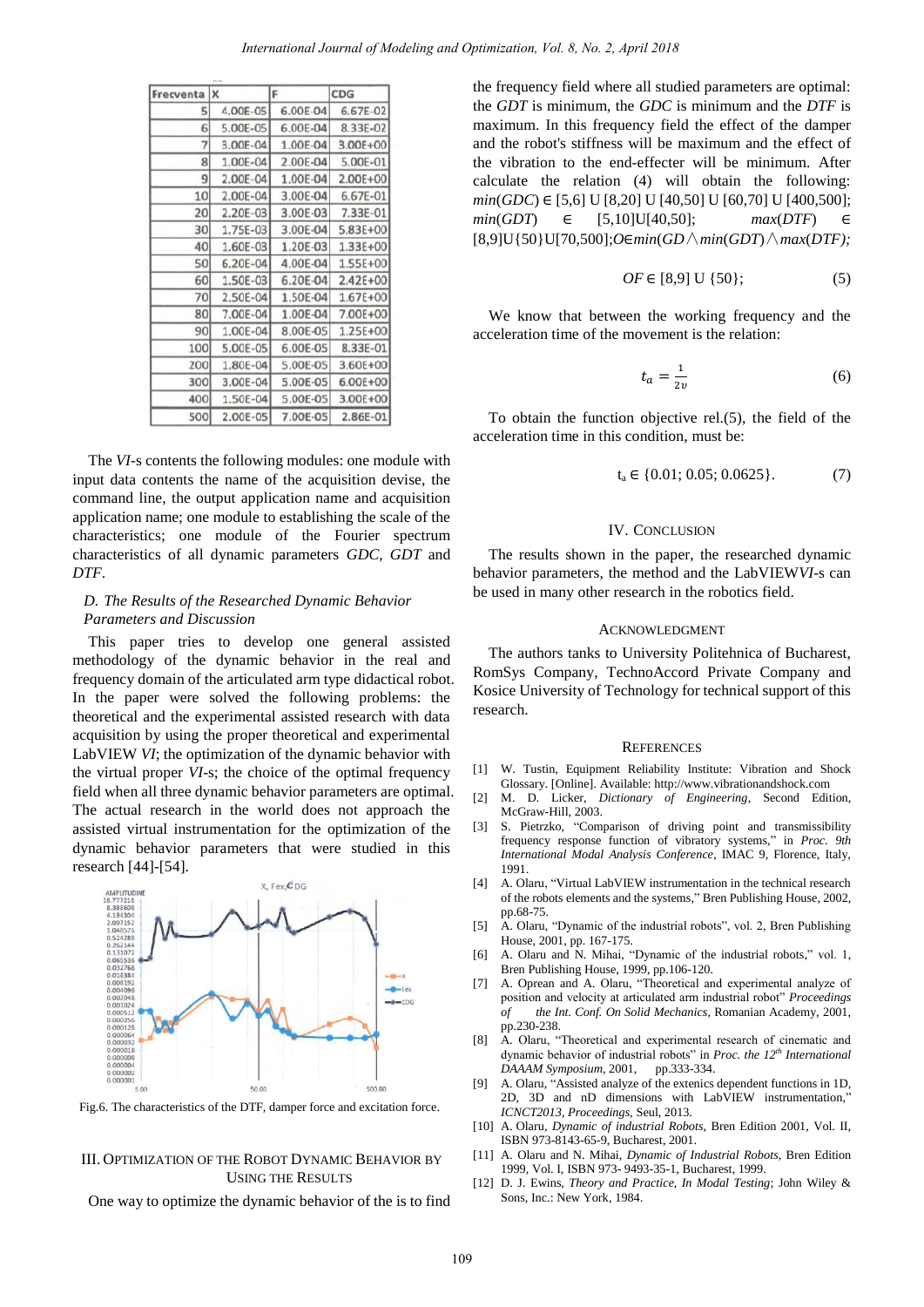| Frecventa | X | F | CDG |
|---|---|---|---|
| 5 | 4.00E-05 | 6.00E-04 | 6.67E-02 |
| 6 | 5.00E-05 | 6.00E-04 | 8.33E-02 |
| 7 | 3.00E-04 | 1.00E-04 | 3.00E+00 |
| 8 | 1.00E-04 | 2.00E-04 | 5.00E-01 |
| 9 | 2.00E-04 | 1.00E-04 | 2.00E+00 |
| 10 | 2.00E-04 | 3.00E-04 | 6.67E-01 |
| 20 | 2.20E-03 | 3.00E-03 | 7.33E-01 |
| 30 | 1.75E-03 | 3.00E-04 | 5.83E+00 |
| 40 | 1.60E-03 | 1.20E-03 | 1.33E+00 |
| 50 | 6.20E-04 | 4.00E-04 | 1.55E+00 |
| 60 | 1.50E-03 | 6.20E-04 | 2.42E+00 |
| 70 | 2.50E-04 | 1.50E-04 | 1.67E+00 |
| 80 | 7.00E-04 | 1.00E-04 | 7.00E+00 |
| 90 | 1.00E-04 | 8.00E-05 | 1.25E+00 |
| 100 | 5.00E-05 | 6.00E-05 | 8.33E-01 |
| 200 | 1.80E-04 | 5.00E-05 | 3.60E+00 |
| 300 | 3.00E-04 | 5.00E-05 | 6.00E+00 |
| 400 | 1.50E-04 | 5.00E-05 | 3.00E+00 |
| 500 | 2.00E-05 | 7.00E-05 | 2.86E-01 |

The *VI*-s contents the following modules: one module with input data contents the name of the acquisition devise, the command line, the output application name and acquisition application name; one module to establishing the scale of the characteristics; one module of the Fourier spectrum characteristics of all dynamic parameters *GDC*, *GDT* and *DTF*.

### *D. The Results of the Researched Dynamic Behavior Parameters and Discussion*

This paper tries to develop one general assisted methodology of the dynamic behavior in the real and frequency domain of the articulated arm type didactical robot. In the paper were solved the following problems: the theoretical and the experimental assisted research with data acquisition by using the proper theoretical and experimental LabVIEW *VI*; the optimization of the dynamic behavior with the virtual proper *VI*-s; the choice of the optimal frequency field when all three dynamic behavior parameters are optimal. The actual research in the world does not approach the assisted virtual instrumentation for the optimization of the dynamic behavior parameters that were studied in this research [44]-[54].

Fig.6. The characteristics of the DTF, damper force and excitation force.

## III. Optimization of the Robot Dynamic Behavior by Using the Results

One way to optimize the dynamic behavior of the is to find the frequency field where all studied parameters are optimal: the *GDT* is minimum, the *GDC* is minimum and the *DTF* is maximum. In this frequency field the effect of the damper and the robot's stiffness will be maximum and the effect of the vibration to the end-effecter will be minimum. After calculate the relation (4) will obtain the following: $min(GDC) \in [5,6] \cup [8,20] \cup [40,50] \cup [60,70] \cup [400,500]$; $min(GDT) \in [5,10] \cup [40,50]$; $max(DTF) \in [8,9] \cup \{50\} \cup [70,500]$; $O \in min(GD \wedge min(GDT) \wedge max(DTF)$;

$$OF \in [8,9] \cup \{50\}; \tag{5}$$

We know that between the working frequency and the acceleration time of the movement is the relation:

$$t_a = \frac{1}{2v} \tag{6}$$

To obtain the function objective rel.(5), the field of the acceleration time in this condition, must be:

$$t_a \in \{0.01; 0.05; 0.0625\}. \tag{7}$$

## IV. Conclusion

The results shown in the paper, the researched dynamic behavior parameters, the method and the LabVIEW*VI*-s can be used in many other research in the robotics field.

## Acknowledgment

The authors tanks to University Politehnica of Bucharest, RomSys Company, TechnoAccord Private Company and Kosice University of Technology for technical support of this research.

## References

[1] W. Tustin, Equipment Reliability Institute: Vibration and Shock Glossary. [Online]. Available: http://www.vibrationandshock.com

[2] M. D. Licker, *Dictionary of Engineering*, Second Edition, McGraw-Hill, 2003.

[3] S. Pietrzko, "Comparison of driving point and transmissibility frequency response function of vibratory systems," in *Proc. 9th International Modal Analysis Conference*, IMAC 9, Florence, Italy, 1991.

[4] A. Olaru, "Virtual LabVIEW instrumentation in the technical research of the robots elements and the systems," Bren Publishing House, 2002, pp.68-75.

[5] A. Olaru, "Dynamic of the industrial robots", vol. 2, Bren Publishing House, 2001, pp. 167-175.

[6] A. Olaru and N. Mihai, "Dynamic of the industrial robots," vol. 1, Bren Publishing House, 1999, pp.106-120.

[7] A. Oprean and A. Olaru, "Theoretical and experimental analyze of position and velocity at articulated arm industrial robot" *Proceedings of the Int. Conf. On Solid Mechanics*, Romanian Academy, 2001, pp.230-238.

[8] A. Olaru, "Theoretical and experimental research of cinematic and dynamic behavior of industrial robots" in *Proc. the 12th International DAAAM Symposium*, 2001, pp.333-334.

[9] A. Olaru, "Assisted analyze of the extenics dependent functions in 1D, 2D, 3D and nD dimensions with LabVIEW instrumentation," *ICNCT2013, Proceedings*, Seul, 2013.

[10] A. Olaru, *Dynamic of industrial Robots*, Bren Edition 2001, Vol. II, ISBN 973-8143-65-9, Bucharest, 2001.

[11] A. Olaru and N. Mihai, *Dynamic of Industrial Robots*, Bren Edition 1999, Vol. I, ISBN 973- 9493-35-1, Bucharest, 1999.

[12] D. J. Ewins, *Theory and Practice, In Modal Testing*; John Wiley & Sons, Inc.: New York, 1984.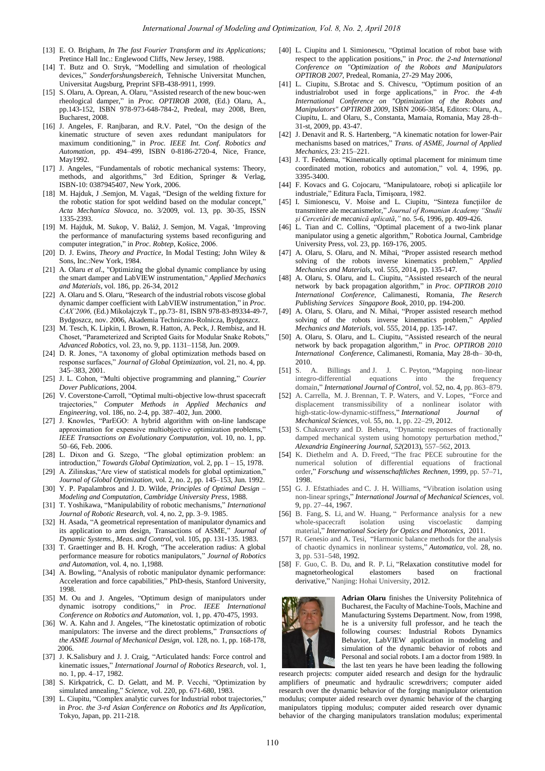[13] E. O. Brigham, *In The fast Fourier Transform and its Applications;* Pretince Hall Inc.: Englewood Cliffs, New Jersey, 1988.

[14] T. Butz and O. Stryk, "Modelling and simulation of rheological devices," *Sonderforshungsbereich*, Tehnische Universitat Munchen, Universitat Augsburg, Preprint SFB-438-9911, 1999.

[15] S. Olaru, A. Oprean, A. Olaru, "Assisted research of the new bouc-wen rheological damper," in *Proc. OPTIROB 2008*, (Ed.) Olaru, A., pp.143-152, ISBN 978-973-648-784-2, Predeal, may 2008, Bren, Bucharest, 2008.

[16] J. Angeles, F. Ranjbaran, and R.V. Patel, "On the design of the kinematic structure of seven axes redundant manipulators for maximum conditioning," in *Proc. IEEE Int. Conf. Robotics and Automation*, pp. 494–499, ISBN 0-8186-2720-4, Nice, France, May1992.

[17] J. Angeles, "Fundamentals of robotic mechanical systems: Theory, methods, and algorithms," 3rd Edition, Springer & Verlag, ISBN-10: 0387945407, New York, 2006.

[18] M. Hajduk, J .Semjon, M. Vagaš, "Design of the welding fixture for the robotic station for spot weldind based on the modular concept," *Acta Mechanica Slovaca*, no. 3/2009, vol. 13, pp. 30-35, ISSN 1335-2393.

[19] M. Hajduk, M. Sukop, V. Baláž, J. Semjon, M. Vagaš, 'Improving the performance of manufacturing systems based reconfiguring and computer integration," in *Proc. Robtep*, Košice, 2006.

[20] D. J. Ewins, *Theory and Practice*, In Modal Testing; John Wiley & Sons, Inc.:New York, 1984.

[21] A. Olaru *et al*., "Optimizing the global dynamic compliance by using the smart damper and LabVIEW instrumentation," *Applied Mechanics and Materials*, vol. 186, pp. 26-34, 2012

[22] A. Olaru and S. Olaru, "Research of the industrial robots viscose global dynamic damper coefficient with LabVIEW instrumentation," in *Proc. CAX'2006*, (Ed.) Mikolajczyk T., pp.73- 81, ISBN 978-83-89334-49-7, Bydgoszcz, nov. 2006, Akademia Techniczno-Rolnicza, Bydgoszcz.

[23] M. Tesch, K. Lipkin, I. Brown, R. Hatton, A. Peck, J. Rembisz, and H. Choset, "Parameterized and Scripted Gaits for Modular Snake Robots," *Advanced Robotics*, vol. 23, no. 9, pp. 1131–1158, Jun. 2009.

[24] D. R. Jones, "A taxonomy of global optimization methods based on response surfaces," *Journal of Global Optimization*, vol. 21, no. 4, pp. 345–383, 2001.

[25] J. L. Cohon, "Multi objective programming and planning," *Courier Dover Publications*, 2004.

[26] V. Coverstone-Carroll, "Optimal multi-objective low-thrust spacecraft trajectories," *Computer Methods in Applied Mechanics and Engineering*, vol. 186, no. 2-4, pp. 387–402, Jun. 2000.

[27] J. Knowles, "ParEGO: A hybrid algorithm with on-line landscape approximation for expensive multiobjective optimization problems," *IEEE Transactions on Evolutionary Computation*, vol. 10, no. 1, pp. 50–66, Feb. 2006.

[28] L. Dixon and G. Szego, "The global optimization problem: an introduction," *Towards Global Optimization*, vol. 2, pp. 1 – 15, 1978.

[29] A. Zilinskas,"Are view of statistical models for global optimization," *Journal of Global Optimization*, vol. 2, no. 2, pp. 145–153, Jun. 1992.

[30] Y. P. Papalambros and J. D. Wilde, *Principles of Optimal Design – Modeling and Computation, Cambridge University Press*, 1988.

[31] T. Yoshikawa, "Manipulability of robotic mechanisms," *International Journal of Robotic Research*, vol. 4, no. 2, pp. 3–9. 1985.

[32] H. Asada, "A geometrical representation of manipulator dynamics and its application to arm design, Transactions of ASME," *Journal of Dynamic Systems., Meas. and Control*, vol. 105, pp. 131-135. 1983.

[33] T. Graettinger and B. H. Krogh, "The acceleration radius: A global performance measure for robotics manipulators," *Journal of Robotics and Automation*, vol. 4, no. 1,1988.

[34] A. Bowling, "Analysis of robotic manipulator dynamic performance: Acceleration and force capabilities," PhD-thesis, Stanford University, 1998.

[35] M. Ou and J. Angeles, "Optimum design of manipulators under dynamic isotropy conditions," in *Proc. IEEE International Conference on Robotics and Automation*, vol. 1, pp. 470-475, 1993.

[36] W. A. Kahn and J. Angeles, "The kinetostatic optimization of robotic manipulators: The inverse and the direct problems," *Transactions of the ASME Journal of Mechanical Design*, vol. 128, no. 1, pp. 168-178, 2006.

[37] J. K.Salisbury and J. J. Craig, "Articulated hands: Force control and kinematic issues," *International Journal of Robotics Research*, vol. 1, no. 1, pp. 4–17, 1982.

[38] S. Kirkpatrick, C. D. Gelatt, and M. P. Vecchi, "Optimization by simulated annealing," *Science*, vol. 220, pp. 671-680, 1983.

[39] L. Ciupitu, "Complex analytic curves for Industrial robot trajectories," in *Proc. the 3-rd Asian Conference on Robotics and Its Application*, Tokyo, Japan, pp. 211-218.

[40] L. Ciupitu and I. Simionescu, "Optimal location of robot base with respect to the application positions," in *Proc. the 2-nd International Conference on "Optimization of the Robots and Manipulators OPTIROB 2007*, Predeal, Romania, 27-29 May 2006,

[41] L. Ciupitu, S.Brotac and S. Chivescu, "Optimum position of an industrialrobot used in forge applications," in *Proc. the 4-th International Conference on "Optimization of the Robots and Manipulators" OPTIROB 2009*, ISBN 2066-3854, Editors: Olaru, A., Ciupitu, L. and Olaru, S., Constanta, Mamaia, Romania, May 28-th–31-st, 2009, pp. 43-47.

[42] J. Denavit and R. S. Hartenberg, "A kinematic notation for lower-Pair mechanisms based on matrices," *Trans. of ASME, Journal of Applied Mechanics*, 23: 215–221.

[43] J. T. Feddema, "Kinematically optimal placement for minimum time coordinated motion, robotics and automation," vol. 4, 1996, pp. 3395-3400.

[44] F. Kovacs and G. Cojocaru, "Manipulatoare, roboți si aplicațiile lor industriale," Editura Facla, Timişoara, 1982.

[45] I. Simionescu, V. Moise and L. Ciupitu, "Sinteza funcțiilor de transmitere ale mecanismelor," *Journal of Romanian Academy "Studii şi Cercetări de mecanică aplicată,"* no. 5-6, 1996, pp. 409-426.

[46] L. Tian and C. Collins, "Optimal placement of a two-link planar manipulator using a genetic algorithm," Robotica Journal, Cambridge University Press, vol. 23, pp. 169-176, 2005.

[47] A. Olaru, S. Olaru, and N. Mihai, "Proper assisted research method solving of the robots inverse kinematics problem," *Applied Mechanics and Materials*, vol. 555, 2014, pp. 135-147.

[48] A. Olaru, S. Olaru, and L. Ciupitu, "Assisted research of the neural network by back propagation algorithm," in *Proc. OPTIROB 2010 International Conference*, Calimanesti, Romania, *The Reserch Publishing Services Singapore Book*, 2010, pp. 194-200.

[49] A. Olaru, S. Olaru, and N. Mihai, "Proper assisted research method solving of the robots inverse kinematics problem," *Applied Mechanics and Materials*, vol. 555, 2014, pp. 135-147.

[50] A. Olaru, S. Olaru, and L. Ciupitu, "Assisted research of the neural network by back propagation algorithm," in *Proc. OPTIROB 2010 International Conference*, Calimanesti, Romania, May 28-th– 30-th, 2010.

[51] S. A. Billings and J. J. C. Peyton, "Mapping non-linear integro-differential equations into the frequency domain," *International Journal of Control*, vol. 52, no. 4, pp. 863–879.

[52] A. Carrella, M. J. Brennan, T. P. Waters, and V. Lopes, "Force and displacement transmissibility of a nonlinear isolator with high-static-low-dynamic-stiffness," *International Journal of Mechanical Sciences*, vol. 55, no. 1, pp. 22–29, 2012.

[53] S. Chakraverty and D. Behera, "Dynamic responses of fractionally damped mechanical system using homotopy perturbation method," *Alexandria Engineering Journal*, *52*(2013), 557–562, 2013.

[54] K. Diethelm and A. D. Freed, "The frac PECE subroutine for the numerical solution of differential equations of fractional order," *Forschung und wissenschaftliches Rechnen*, 1999, pp. 57–71, 1998.

[55] G. J. Efstathiades and C. J. H. Williams, "Vibration isolation using non-linear springs," *International Journal of Mechanical Sciences*, vol. 9, pp. 27–44, 1967.

[56] B. Fang, S. Li, and W. Huang, " Performance analysis for a new whole-spacecraft isolation using viscoelastic damping material," *International Society for Optics and Photonics*, 2011.

[57] R. Genesio and A. Tesi, "Harmonic balance methods for the analysis of chaotic dynamics in nonlinear systems," *Automatica*, vol. 28, no. 3, pp. 531–548, 1992.

[58] F. Guo, C. B. Du, and R. P. Li, "Relaxation constitutive model for magnetorheological elastomers based on fractional derivative," Nanjing: Hohai University, 2012.

**Adrian Olaru** finishes the University Politehnica of Bucharest, the Faculty of Machine-Tools, Machine and Manufacturing Systems Department. Now, from 1998, he is a university full professor, and he teach the following courses: Industrial Robots Dynamics Behavior, LabVIEW application in modeling and simulation of the dynamic behavior of robots and Personal and social robots. I am a doctor from 1989. In the last ten years he have been leading the following research projects: computer aided research and design for the hydraulic amplifiers of pneumatic and hydraulic screwdrivers; computer aided research over the dynamic behavior of the forging manipulator orientation modulus; computer aided research over dynamic behavior of the charging manipulators tipping modulus; computer aided research over dynamic behavior of the charging manipulators translation modulus; experimental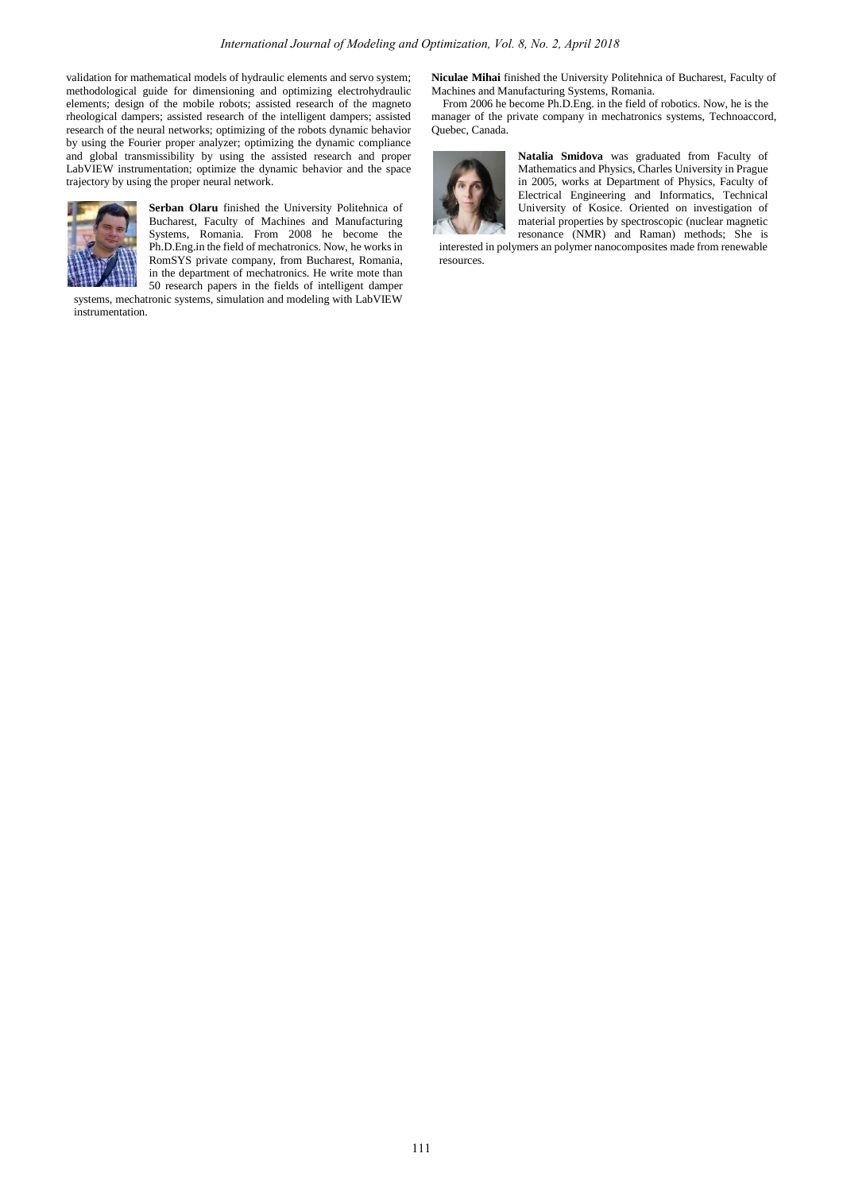validation for mathematical models of hydraulic elements and servo system; methodological guide for dimensioning and optimizing electrohydraulic elements; design of the mobile robots; assisted research of the magneto rheological dampers; assisted research of the intelligent dampers; assisted research of the neural networks; optimizing of the robots dynamic behavior by using the Fourier proper analyzer; optimizing the dynamic compliance and global transmissibility by using the assisted research and proper LabVIEW instrumentation; optimize the dynamic behavior and the space trajectory by using the proper neural network.

**Serban Olaru** finished the University Politehnica of Bucharest, Faculty of Machines and Manufacturing Systems, Romania. From 2008 he become the Ph.D.Eng.in the field of mechatronics. Now, he works in RomSYS private company, from Bucharest, Romania, in the department of mechatronics. He write mote than 50 research papers in the fields of intelligent damper systems, mechatronic systems, simulation and modeling with LabVIEW instrumentation.

**Niculae Mihai** finished the University Politehnica of Bucharest, Faculty of Machines and Manufacturing Systems, Romania.

From 2006 he become Ph.D.Eng. in the field of robotics. Now, he is the manager of the private company in mechatronics systems, Technoaccord, Quebec, Canada.

**Natalia Smidova** was graduated from Faculty of Mathematics and Physics, Charles University in Prague in 2005, works at Department of Physics, Faculty of Electrical Engineering and Informatics, Technical University of Kosice. Oriented on investigation of material properties by spectroscopic (nuclear magnetic resonance (NMR) and Raman) methods; She is interested in polymers an polymer nanocomposites made from renewable resources.